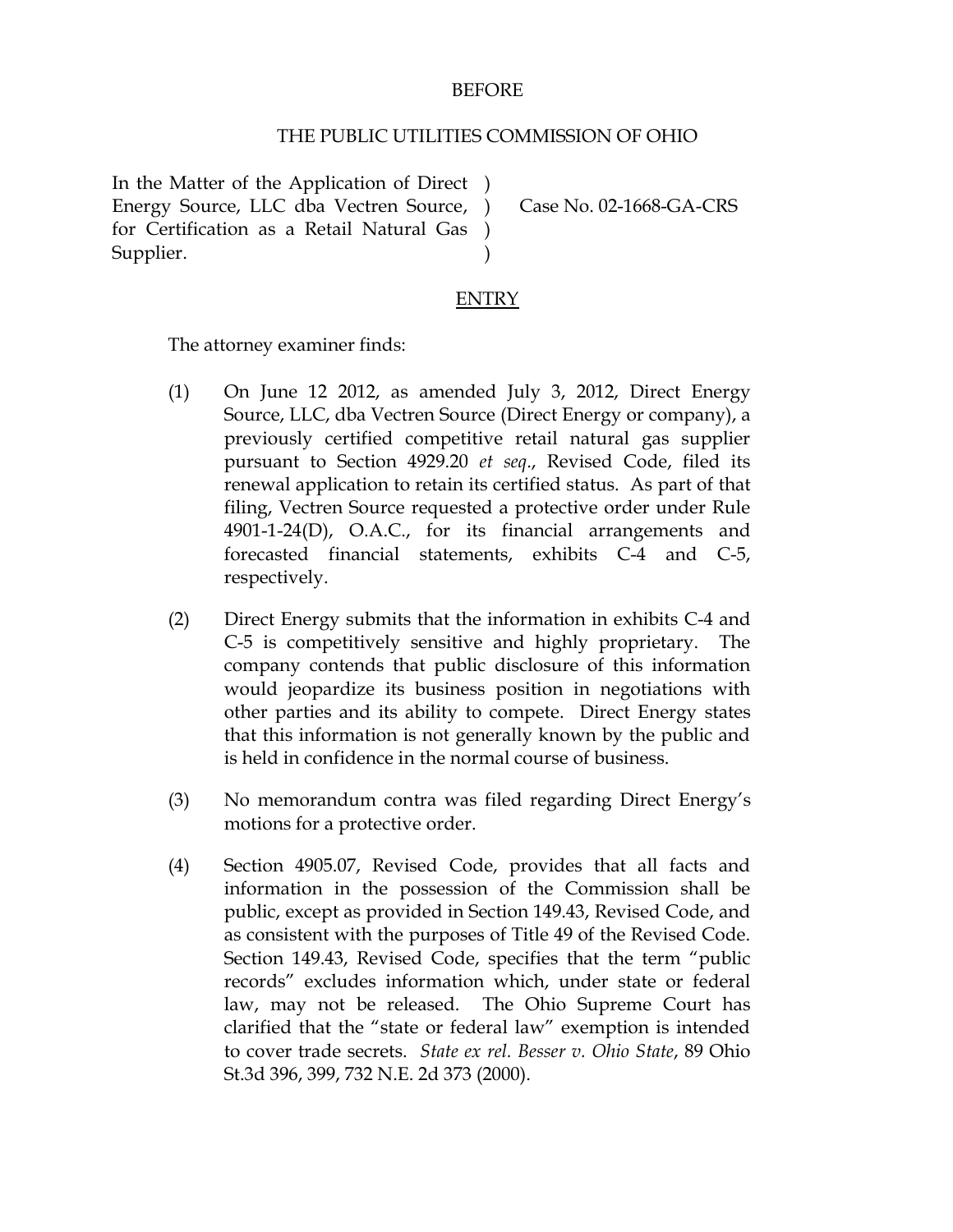BEFORE

THE PUBLIC UTILITIES COMMISSION OF OHIO

In the Matter of the Application of Direct Energy Source, LLC dba Vectren Source, for Certification as a Retail Natural Gas Supplier. ) ) ) ) Case No. 02-1668-GA-CRS

ENTRY

The attorney examiner finds:

(1) On June 12 2012, as amended July 3, 2012, Direct Energy Source, LLC, dba Vectren Source (Direct Energy or company), a previously certified competitive retail natural gas supplier pursuant to Section 4929.20 *et seq*., Revised Code, filed its renewal application to retain its certified status. As part of that filing, Vectren Source requested a protective order under Rule 4901-1-24(D), O.A.C., for its financial arrangements and forecasted financial statements, exhibits C-4 and C-5, respectively.

(2) Direct Energy submits that the information in exhibits C-4 and C-5 is competitively sensitive and highly proprietary. The company contends that public disclosure of this information would jeopardize its business position in negotiations with other parties and its ability to compete. Direct Energy states that this information is not generally known by the public and is held in confidence in the normal course of business.

(3) No memorandum contra was filed regarding Direct Energy's motions for a protective order.

(4) Section 4905.07, Revised Code, provides that all facts and information in the possession of the Commission shall be public, except as provided in Section 149.43, Revised Code, and as consistent with the purposes of Title 49 of the Revised Code. Section 149.43, Revised Code, specifies that the term "public records" excludes information which, under state or federal law, may not be released. The Ohio Supreme Court has clarified that the "state or federal law" exemption is intended to cover trade secrets. *State ex rel. Besser v. Ohio State*, 89 Ohio St.3d 396, 399, 732 N.E. 2d 373 (2000).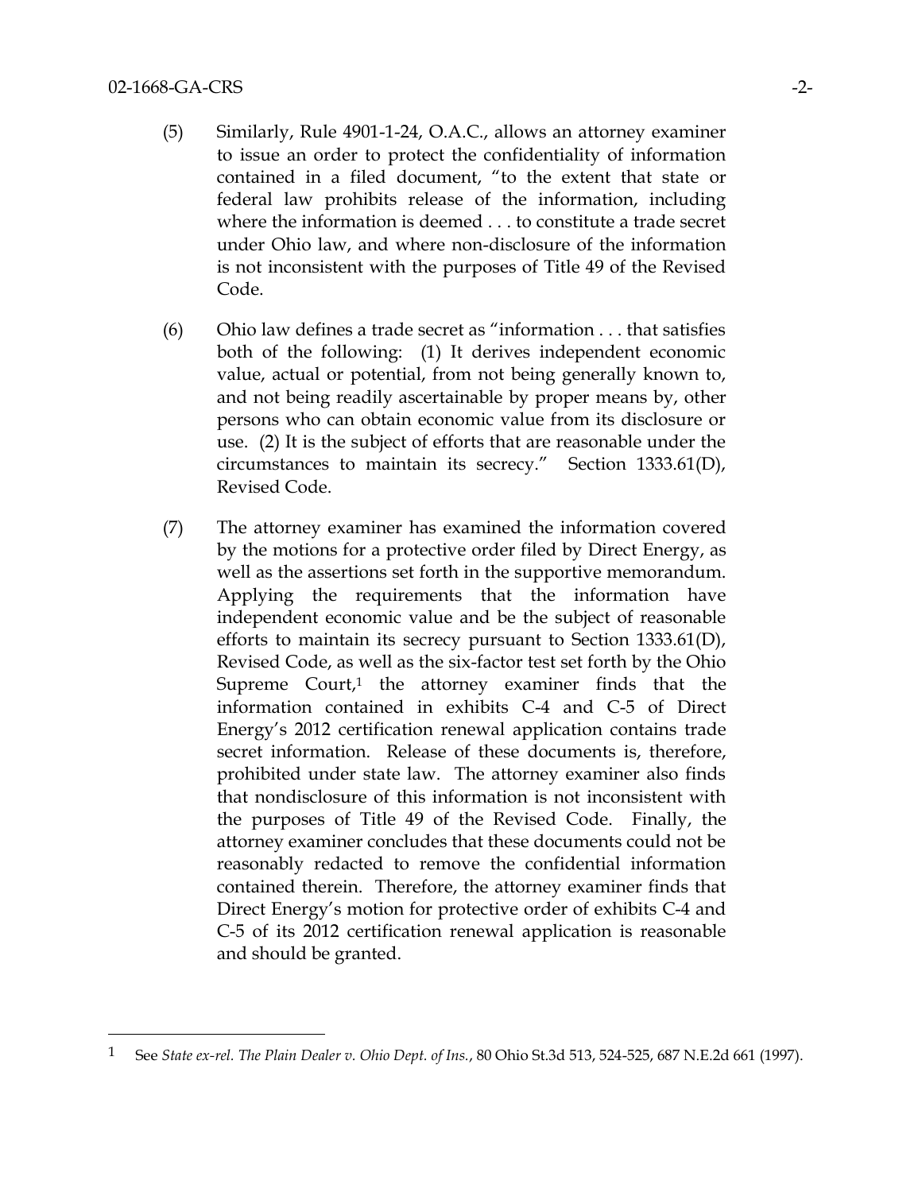(5) Similarly, Rule 4901-1-24, O.A.C., allows an attorney examiner to issue an order to protect the confidentiality of information contained in a filed document, "to the extent that state or federal law prohibits release of the information, including where the information is deemed . . . to constitute a trade secret under Ohio law, and where non-disclosure of the information is not inconsistent with the purposes of Title 49 of the Revised Code.

(6) Ohio law defines a trade secret as "information . . . that satisfies both of the following: (1) It derives independent economic value, actual or potential, from not being generally known to, and not being readily ascertainable by proper means by, other persons who can obtain economic value from its disclosure or use. (2) It is the subject of efforts that are reasonable under the circumstances to maintain its secrecy." Section 1333.61(D), Revised Code.

(7) The attorney examiner has examined the information covered by the motions for a protective order filed by Direct Energy, as well as the assertions set forth in the supportive memorandum. Applying the requirements that the information have independent economic value and be the subject of reasonable efforts to maintain its secrecy pursuant to Section 1333.61(D), Revised Code, as well as the six-factor test set forth by the Ohio Supreme Court,[1] the attorney examiner finds that the information contained in exhibits C-4 and C-5 of Direct Energy's 2012 certification renewal application contains trade secret information. Release of these documents is, therefore, prohibited under state law. The attorney examiner also finds that nondisclosure of this information is not inconsistent with the purposes of Title 49 of the Revised Code. Finally, the attorney examiner concludes that these documents could not be reasonably redacted to remove the confidential information contained therein. Therefore, the attorney examiner finds that Direct Energy's motion for protective order of exhibits C-4 and C-5 of its 2012 certification renewal application is reasonable and should be granted.

---

[1] See *State ex-rel. The Plain Dealer v. Ohio Dept. of Ins.*, 80 Ohio St.3d 513, 524-525, 687 N.E.2d 661 (1997).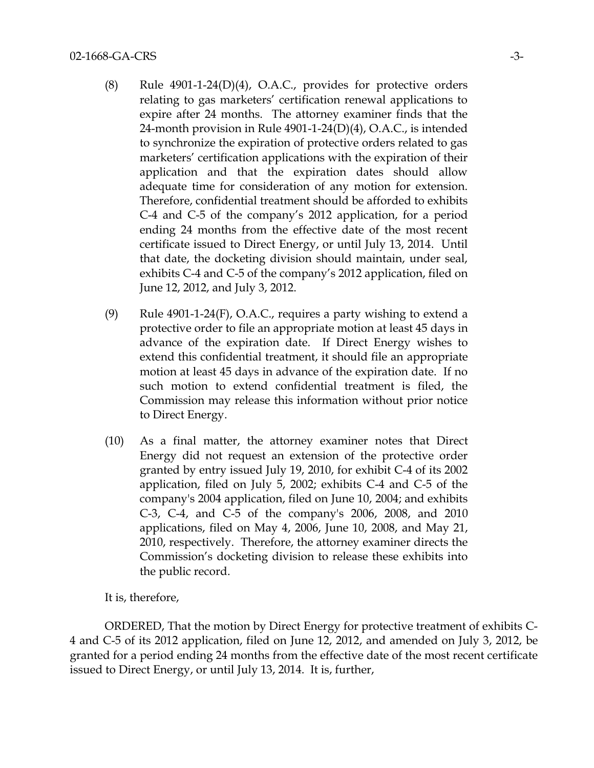(8) Rule 4901-1-24(D)(4), O.A.C., provides for protective orders relating to gas marketers' certification renewal applications to expire after 24 months. The attorney examiner finds that the 24-month provision in Rule 4901-1-24(D)(4), O.A.C., is intended to synchronize the expiration of protective orders related to gas marketers' certification applications with the expiration of their application and that the expiration dates should allow adequate time for consideration of any motion for extension. Therefore, confidential treatment should be afforded to exhibits C-4 and C-5 of the company's 2012 application, for a period ending 24 months from the effective date of the most recent certificate issued to Direct Energy, or until July 13, 2014. Until that date, the docketing division should maintain, under seal, exhibits C-4 and C-5 of the company's 2012 application, filed on June 12, 2012, and July 3, 2012.

(9) Rule 4901-1-24(F), O.A.C., requires a party wishing to extend a protective order to file an appropriate motion at least 45 days in advance of the expiration date. If Direct Energy wishes to extend this confidential treatment, it should file an appropriate motion at least 45 days in advance of the expiration date. If no such motion to extend confidential treatment is filed, the Commission may release this information without prior notice to Direct Energy.

(10) As a final matter, the attorney examiner notes that Direct Energy did not request an extension of the protective order granted by entry issued July 19, 2010, for exhibit C-4 of its 2002 application, filed on July 5, 2002; exhibits C-4 and C-5 of the company's 2004 application, filed on June 10, 2004; and exhibits C-3, C-4, and C-5 of the company's 2006, 2008, and 2010 applications, filed on May 4, 2006, June 10, 2008, and May 21, 2010, respectively. Therefore, the attorney examiner directs the Commission's docketing division to release these exhibits into the public record.

It is, therefore,

ORDERED, That the motion by Direct Energy for protective treatment of exhibits C-4 and C-5 of its 2012 application, filed on June 12, 2012, and amended on July 3, 2012, be granted for a period ending 24 months from the effective date of the most recent certificate issued to Direct Energy, or until July 13, 2014. It is, further,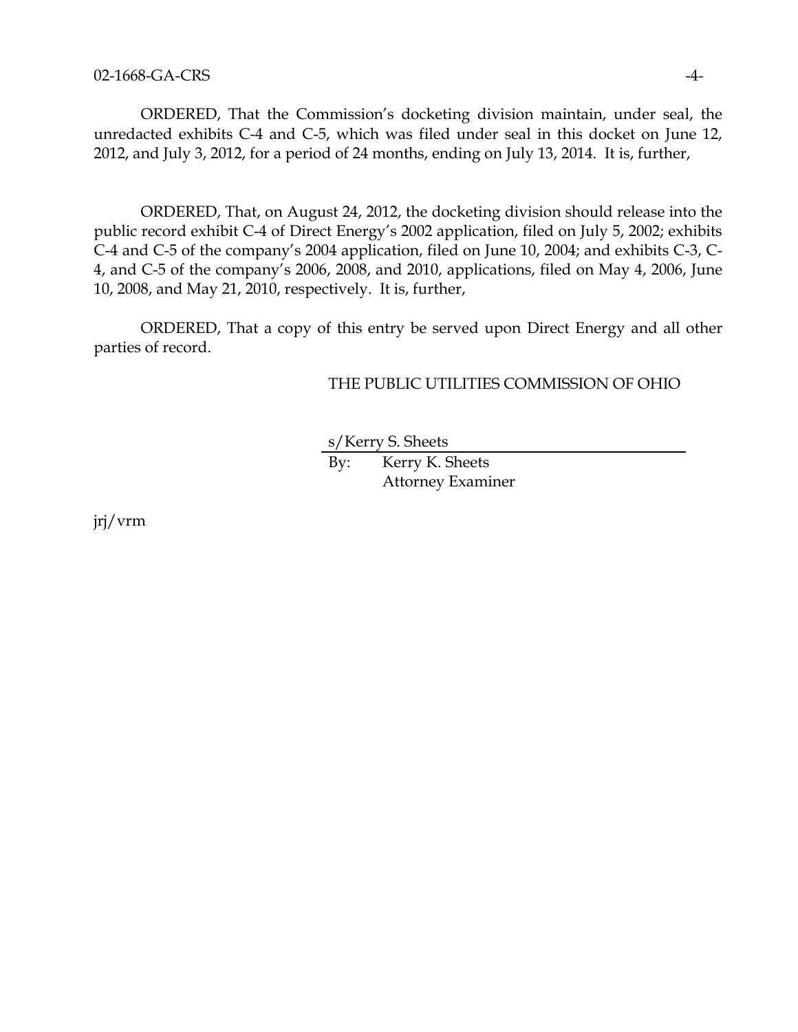ORDERED, That the Commission's docketing division maintain, under seal, the unredacted exhibits C-4 and C-5, which was filed under seal in this docket on June 12, 2012, and July 3, 2012, for a period of 24 months, ending on July 13, 2014. It is, further,

ORDERED, That, on August 24, 2012, the docketing division should release into the public record exhibit C-4 of Direct Energy's 2002 application, filed on July 5, 2002; exhibits C-4 and C-5 of the company's 2004 application, filed on June 10, 2004; and exhibits C-3, C-4, and C-5 of the company's 2006, 2008, and 2010, applications, filed on May 4, 2006, June 10, 2008, and May 21, 2010, respectively. It is, further,

ORDERED, That a copy of this entry be served upon Direct Energy and all other parties of record.

THE PUBLIC UTILITIES COMMISSION OF OHIO

s/Kerry S. Sheets

By: Kerry K. Sheets
Attorney Examiner

jrj/vrm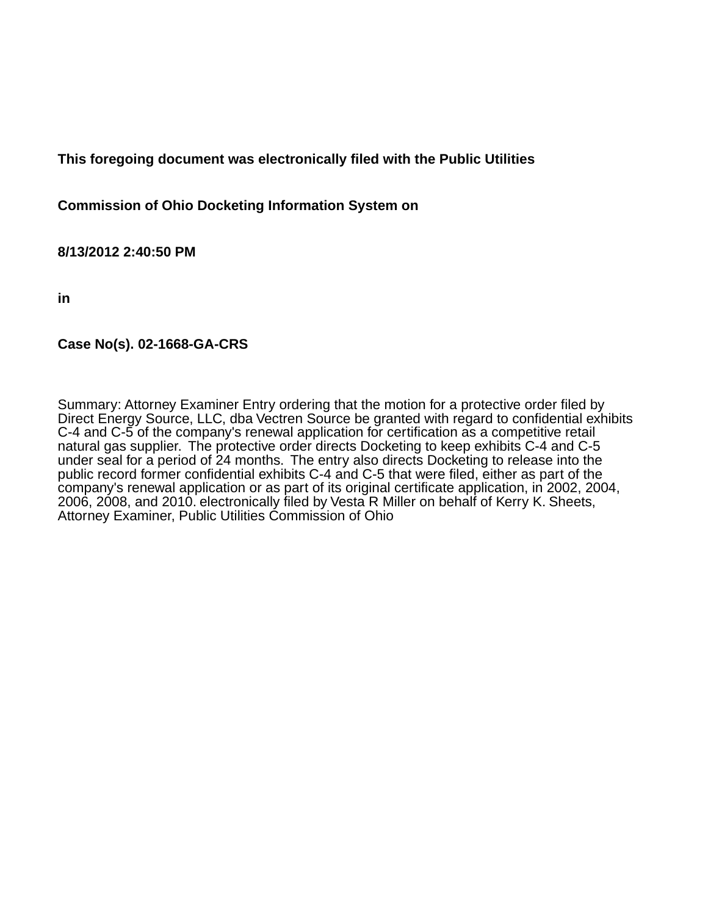**This foregoing document was electronically filed with the Public Utilities**

**Commission of Ohio Docketing Information System on**

**8/13/2012 2:40:50 PM**

**in**

**Case No(s). 02-1668-GA-CRS**

Summary: Attorney Examiner Entry ordering that the motion for a protective order filed by Direct Energy Source, LLC, dba Vectren Source be granted with regard to confidential exhibits C-4 and C-5 of the company's renewal application for certification as a competitive retail natural gas supplier. The protective order directs Docketing to keep exhibits C-4 and C-5 under seal for a period of 24 months. The entry also directs Docketing to release into the public record former confidential exhibits C-4 and C-5 that were filed, either as part of the company's renewal application or as part of its original certificate application, in 2002, 2004, 2006, 2008, and 2010. electronically filed by Vesta R Miller on behalf of Kerry K. Sheets, Attorney Examiner, Public Utilities Commission of Ohio